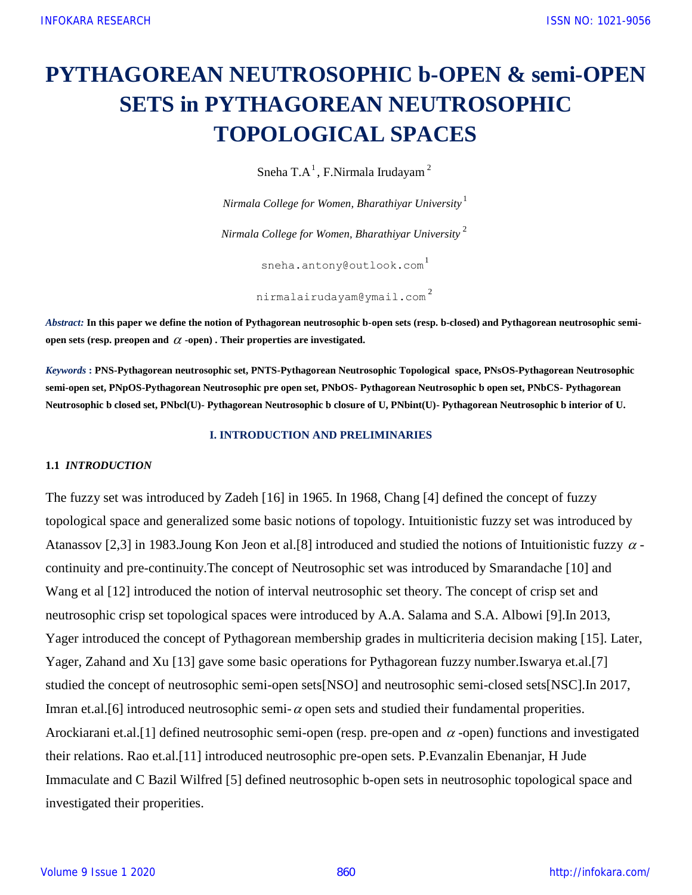# PYTHAGOREAN NEUTROSOPHIC b-OPEN & semi-OPEN SETS in PYTHAGOREAN NEUTROSOPHIC TOPOLOGICAL SPACES

Sneha T.A [1], F.Nirmala Irudayam [2]

*Nirmala College for Women, Bharathiyar University* [1]

*Nirmala College for Women, Bharathiyar University* [2]

sneha.antony@outlook.com [1]

nirmalairudayam@ymail.com [2]

***Abstract:*** **In this paper we define the notion of Pythagorean neutrosophic b-open sets (resp. b-closed) and Pythagorean neutrosophic semi-open sets (resp. preopen and $\alpha$ -open) . Their properties are investigated.**

***Keywords*** **: PNS-Pythagorean neutrosophic set, PNTS-Pythagorean Neutrosophic Topological space, PNsOS-Pythagorean Neutrosophic semi-open set, PNpOS-Pythagorean Neutrosophic pre open set, PNbOS- Pythagorean Neutrosophic b open set, PNbCS- Pythagorean Neutrosophic b closed set, PNbcl(U)- Pythagorean Neutrosophic b closure of U, PNbint(U)- Pythagorean Neutrosophic b interior of U.**

## I. INTRODUCTION AND PRELIMINARIES

### 1.1 *INTRODUCTION*

The fuzzy set was introduced by Zadeh [16] in 1965. In 1968, Chang [4] defined the concept of fuzzy topological space and generalized some basic notions of topology. Intuitionistic fuzzy set was introduced by Atanassov [2,3] in 1983.Joung Kon Jeon et al.[8] introduced and studied the notions of Intuitionistic fuzzy $\alpha$-continuity and pre-continuity.The concept of Neutrosophic set was introduced by Smarandache [10] and Wang et al [12] introduced the notion of interval neutrosophic set theory. The concept of crisp set and neutrosophic crisp set topological spaces were introduced by A.A. Salama and S.A. Albowi [9].In 2013, Yager introduced the concept of Pythagorean membership grades in multicriteria decision making [15]. Later, Yager, Zahand and Xu [13] gave some basic operations for Pythagorean fuzzy number.Iswarya et.al.[7] studied the concept of neutrosophic semi-open sets[NSO] and neutrosophic semi-closed sets[NSC].In 2017, Imran et.al.[6] introduced neutrosophic semi-$\alpha$ open sets and studied their fundamental properities. Arockiarani et.al.[1] defined neutrosophic semi-open (resp. pre-open and $\alpha$ -open) functions and investigated their relations. Rao et.al.[11] introduced neutrosophic pre-open sets. P.Evanzalin Ebenanjar, H Jude Immaculate and C Bazil Wilfred [5] defined neutrosophic b-open sets in neutrosophic topological space and investigated their properities.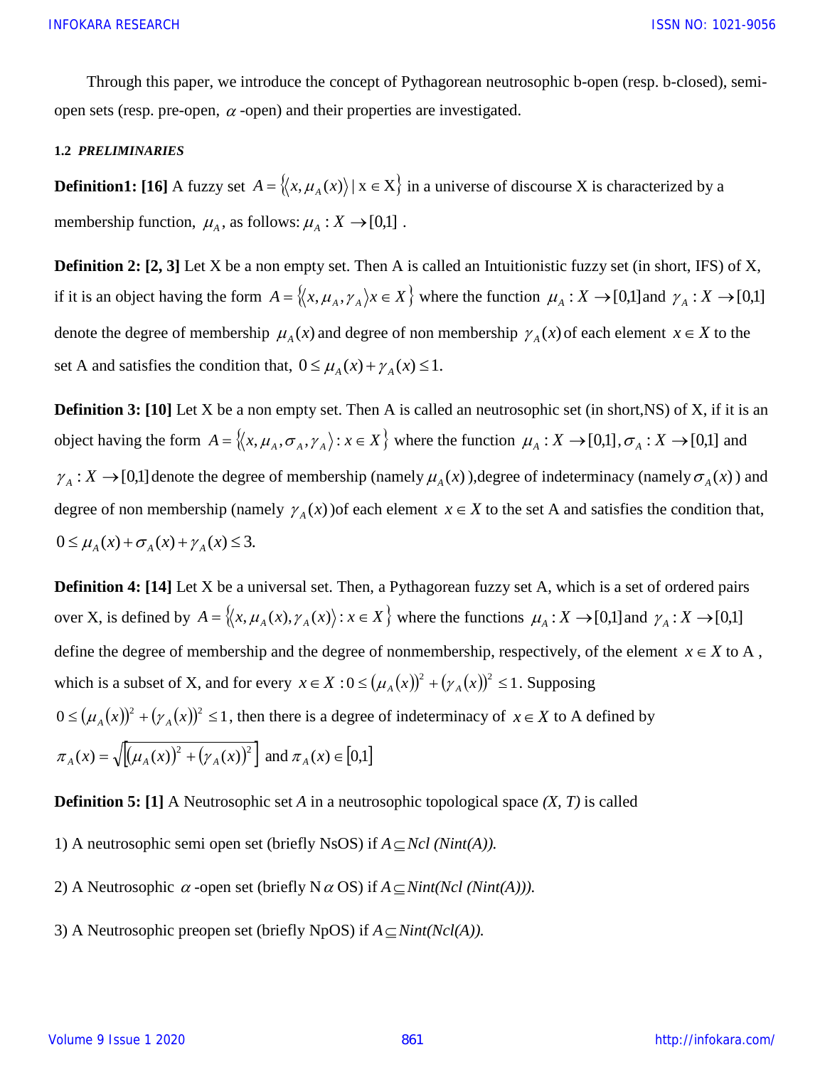Through this paper, we introduce the concept of Pythagorean neutrosophic b-open (resp. b-closed), semi-open sets (resp. pre-open, $\alpha$-open) and their properties are investigated.

### 1.2 *PRELIMINARIES*

**Definition1: [16]** A fuzzy set $A = \{\langle x, \mu_A(x)\rangle \mid x \in X\}$ in a universe of discourse X is characterized by a membership function, $\mu_A$, as follows: $\mu_A : X \to [0,1]$ .

**Definition 2: [2, 3]** Let X be a non empty set. Then A is called an Intuitionistic fuzzy set (in short, IFS) of X, if it is an object having the form $A = \{\langle x, \mu_A, \gamma_A \rangle x \in X\}$ where the function $\mu_A : X \to [0,1]$ and $\gamma_A : X \to [0,1]$ denote the degree of membership $\mu_A(x)$ and degree of non membership $\gamma_A(x)$ of each element $x \in X$ to the set A and satisfies the condition that, $0 \le \mu_A(x) + \gamma_A(x) \le 1$.

**Definition 3: [10]** Let X be a non empty set. Then A is called an neutrosophic set (in short,NS) of X, if it is an object having the form $A = \{\langle x, \mu_A, \sigma_A, \gamma_A \rangle : x \in X\}$ where the function $\mu_A : X \to [0,1], \sigma_A : X \to [0,1]$ and $\gamma_A : X \to [0,1]$ denote the degree of membership (namely $\mu_A(x)$ ),degree of indeterminacy (namely $\sigma_A(x)$ ) and degree of non membership (namely $\gamma_A(x)$ )of each element $x \in X$ to the set A and satisfies the condition that, $0 \le \mu_A(x) + \sigma_A(x) + \gamma_A(x) \le 3.$

**Definition 4: [14]** Let X be a universal set. Then, a Pythagorean fuzzy set A, which is a set of ordered pairs over X, is defined by $A = \{\langle x, \mu_A(x), \gamma_A(x)\rangle : x \in X\}$ where the functions $\mu_A : X \to [0,1]$ and $\gamma_A : X \to [0,1]$ define the degree of membership and the degree of nonmembership, respectively, of the element $x \in X$ to A , which is a subset of X, and for every $x \in X : 0 \le (\mu_A(x))^2 + (\gamma_A(x))^2 \le 1$. Supposing $0 \le (\mu_A(x))^2 + (\gamma_A(x))^2 \le 1$, then there is a degree of indeterminacy of $x \in X$ to A defined by $\pi_A(x) = \sqrt{[(\mu_A(x))^2 + (\gamma_A(x))^2]}$ and $\pi_A(x) \in [0,1]$

**Definition 5: [1]** A Neutrosophic set *A* in a neutrosophic topological space *(X, T)* is called

1) A neutrosophic semi open set (briefly NsOS) if $A \subseteq Ncl\,(Nint(A))$.

2) A Neutrosophic $\alpha$-open set (briefly N$\alpha$OS) if $A \subseteq Nint(Ncl\,(Nint(A)))$.

3) A Neutrosophic preopen set (briefly NpOS) if $A \subseteq Nint(Ncl(A))$.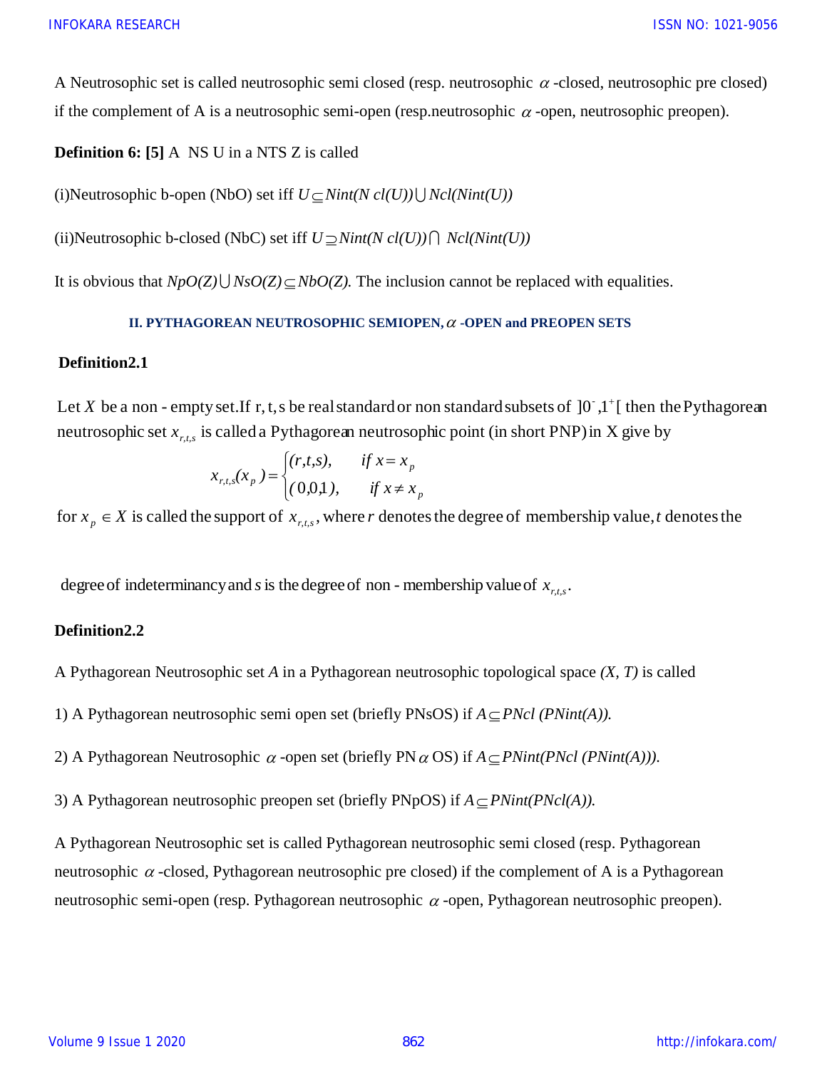A Neutrosophic set is called neutrosophic semi closed (resp. neutrosophic $\alpha$-closed, neutrosophic pre closed) if the complement of A is a neutrosophic semi-open (resp.neutrosophic $\alpha$-open, neutrosophic preopen).

**Definition 6: [5]** A NS U in a NTS Z is called

(i)Neutrosophic b-open (NbO) set iff $U \subseteq Nint(N\,cl(U)) \cup Ncl(Nint(U))$

(ii)Neutrosophic b-closed (NbC) set iff $U \supseteq Nint(N\,cl(U)) \cap Ncl(Nint(U))$

It is obvious that $NpO(Z) \cup NsO(Z) \subseteq NbO(Z)$. The inclusion cannot be replaced with equalities.

## II. PYTHAGOREAN NEUTROSOPHIC SEMIOPEN, $\alpha$ -OPEN and PREOPEN SETS

**Definition2.1**

Let $X$ be a non - empty set. If r, t, s be real standard or non standard subsets of $]0^-,1^+[$ then the Pythagorean neutrosophic set $x_{r,t,s}$ is called a Pythagorean neutrosophic point (in short PNP) in X give by

$$x_{r,t,s}(x_p) = \begin{cases} (r,t,s), & if\ x = x_p \\ (0,0,1), & if\ x \neq x_p \end{cases}$$

for $x_p \in X$ is called the support of $x_{r,t,s}$, where $r$ denotes the degree of membership value, $t$ denotes the degree of indeterminancy and $s$ is the degree of non - membership value of $x_{r,t,s}$.

**Definition2.2**

A Pythagorean Neutrosophic set $A$ in a Pythagorean neutrosophic topological space $(X, T)$ is called

1) A Pythagorean neutrosophic semi open set (briefly PNsOS) if $A \subseteq PNcl\,(PNint(A))$.

2) A Pythagorean Neutrosophic $\alpha$-open set (briefly PN$\alpha$OS) if $A \subseteq PNint(PNcl\,(PNint(A)))$.

3) A Pythagorean neutrosophic preopen set (briefly PNpOS) if $A \subseteq PNint(PNcl(A))$.

A Pythagorean Neutrosophic set is called Pythagorean neutrosophic semi closed (resp. Pythagorean neutrosophic $\alpha$-closed, Pythagorean neutrosophic pre closed) if the complement of A is a Pythagorean neutrosophic semi-open (resp. Pythagorean neutrosophic $\alpha$-open, Pythagorean neutrosophic preopen).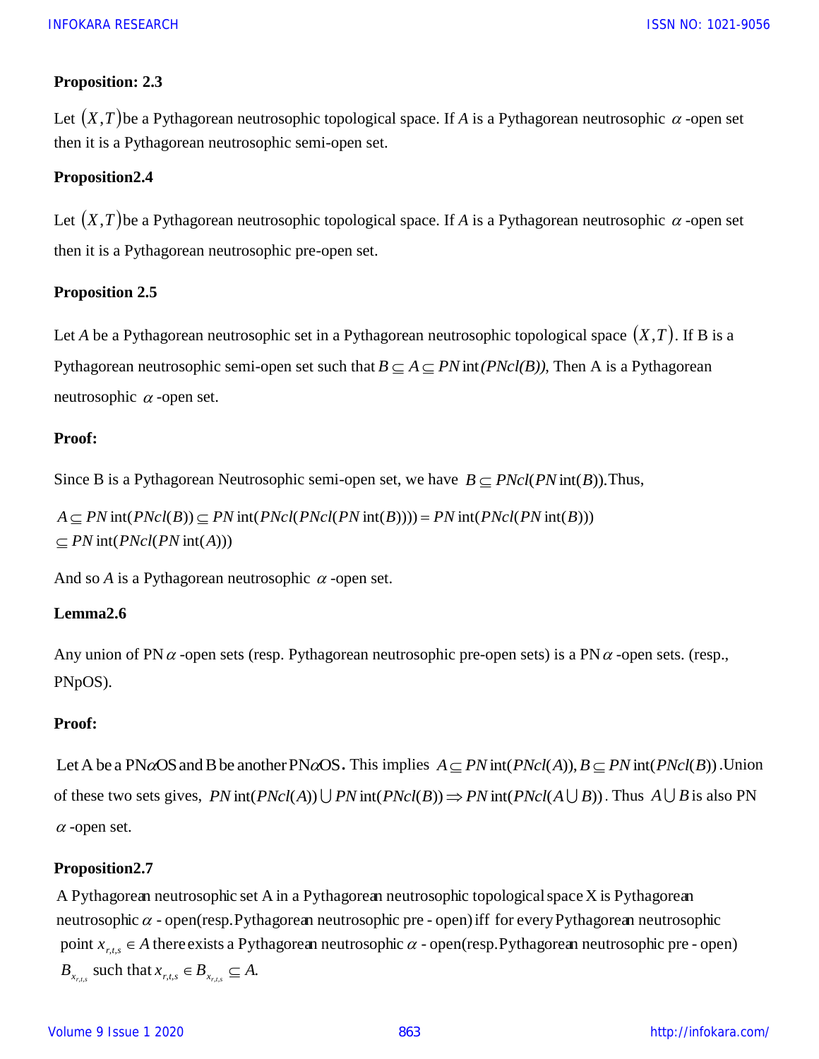**Proposition: 2.3**

Let $(X,T)$be a Pythagorean neutrosophic topological space. If $A$ is a Pythagorean neutrosophic $\alpha$-open set then it is a Pythagorean neutrosophic semi-open set.

**Proposition2.4**

Let $(X,T)$be a Pythagorean neutrosophic topological space. If $A$ is a Pythagorean neutrosophic $\alpha$-open set then it is a Pythagorean neutrosophic pre-open set.

**Proposition 2.5**

Let $A$ be a Pythagorean neutrosophic set in a Pythagorean neutrosophic topological space $(X,T)$. If B is a Pythagorean neutrosophic semi-open set such that $B \subseteq A \subseteq PN\operatorname{int}(PNcl(B))$, Then A is a Pythagorean neutrosophic $\alpha$-open set.

**Proof:**

Since B is a Pythagorean Neutrosophic semi-open set, we have $B \subseteq PNcl(PN\operatorname{int}(B))$.Thus,

$$A \subseteq PN\operatorname{int}(PNcl(B)) \subseteq PN\operatorname{int}(PNcl(PNcl(PN\operatorname{int}(B)))) = PN\operatorname{int}(PNcl(PN\operatorname{int}(B)))$$
$$\subseteq PN\operatorname{int}(PNcl(PN\operatorname{int}(A)))$$

And so $A$ is a Pythagorean neutrosophic $\alpha$-open set.

**Lemma2.6**

Any union of PN$\alpha$-open sets (resp. Pythagorean neutrosophic pre-open sets) is a PN$\alpha$-open sets. (resp., PNpOS).

**Proof:**

Let A be a PN$\alpha$OS and B be another PN$\alpha$OS. This implies $A \subseteq PN\operatorname{int}(PNcl(A)), B \subseteq PN\operatorname{int}(PNcl(B))$.Union of these two sets gives, $PN\operatorname{int}(PNcl(A)) \bigcup PN\operatorname{int}(PNcl(B)) \Rightarrow PN\operatorname{int}(PNcl(A \bigcup B))$. Thus $A \bigcup B$ is also PN $\alpha$-open set.

**Proposition2.7**

A Pythagorean neutrosophic set A in a Pythagorean neutrosophic topological space X is Pythagorean neutrosophic $\alpha$ - open(resp. Pythagorean neutrosophic pre - open) iff for every Pythagorean neutrosophic point $x_{r,t,s} \in A$ there exists a Pythagorean neutrosophic $\alpha$ - open(resp. Pythagorean neutrosophic pre - open) $B_{x_{r,t,s}}$ such that $x_{r,t,s} \in B_{x_{r,t,s}} \subseteq A$.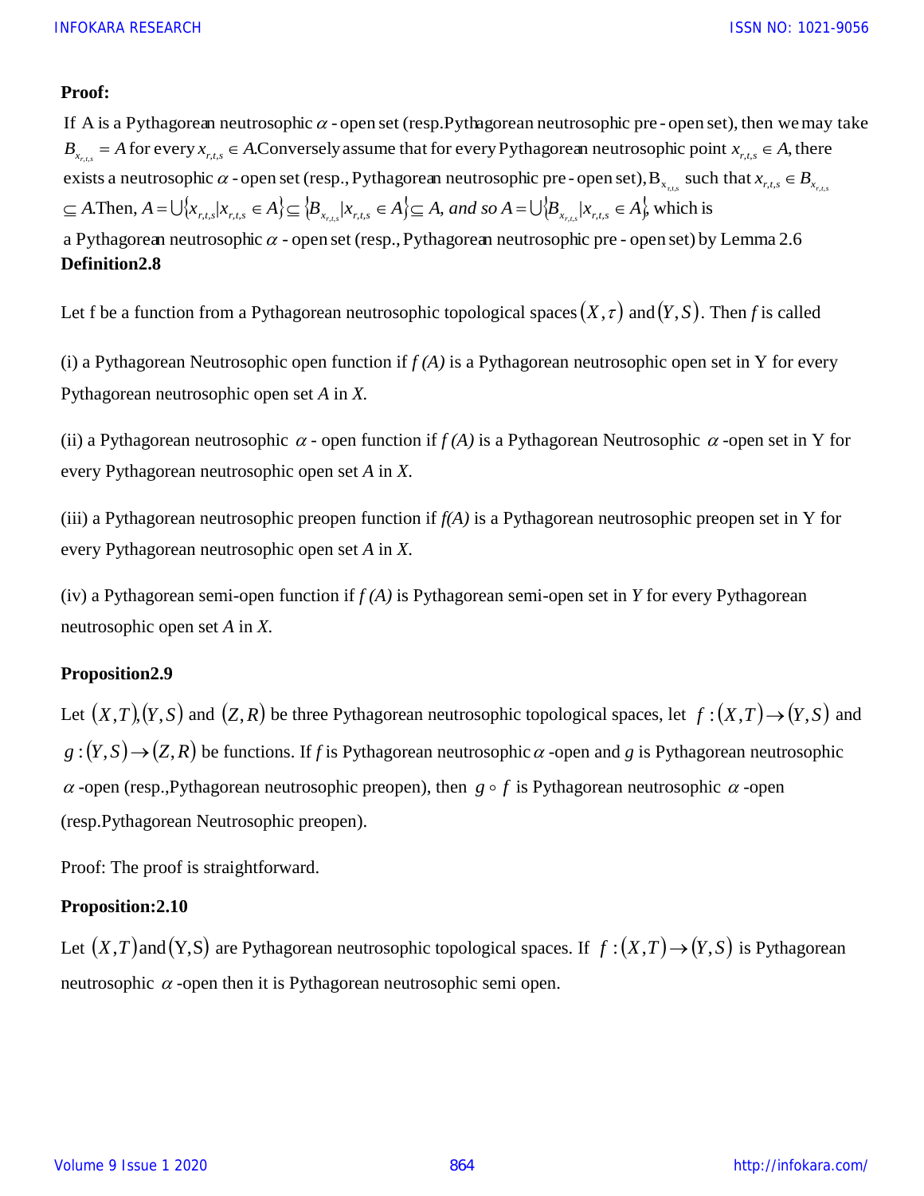**Proof:**

If A is a Pythagorean neutrosophic $\alpha$ - open set (resp.Pythagorean neutrosophic pre - open set), then we may take $B_{x_{r,t,s}} = A$ for every $x_{r,t,s} \in A$.Conversely assume that for every Pythagorean neutrosophic point $x_{r,t,s} \in A$, there exists a neutrosophic $\alpha$ - open set (resp., Pythagorean neutrosophic pre - open set), $B_{x_{r,t,s}}$ such that $x_{r,t,s} \in B_{x_{r,t,s}} \subseteq A$.Then, $A = \bigcup\{x_{r,t,s} | x_{r,t,s} \in A\} \subseteq \{B_{x_{r,t,s}} | x_{r,t,s} \in A\} \subseteq A$, *and so* $A = \bigcup\{B_{x_{r,t,s}} | x_{r,t,s} \in A\}$, which is a Pythagorean neutrosophic $\alpha$ - open set (resp., Pythagorean neutrosophic pre - open set) by Lemma 2.6

**Definition2.8**

Let f be a function from a Pythagorean neutrosophic topological spaces $(X,\tau)$ and $(Y,S)$. Then *f* is called

(i) a Pythagorean Neutrosophic open function if *f (A)* is a Pythagorean neutrosophic open set in Y for every Pythagorean neutrosophic open set *A* in *X*.

(ii) a Pythagorean neutrosophic $\alpha$ - open function if *f (A)* is a Pythagorean Neutrosophic $\alpha$ -open set in Y for every Pythagorean neutrosophic open set *A* in *X*.

(iii) a Pythagorean neutrosophic preopen function if *f(A)* is a Pythagorean neutrosophic preopen set in Y for every Pythagorean neutrosophic open set *A* in *X*.

(iv) a Pythagorean semi-open function if *f (A)* is Pythagorean semi-open set in *Y* for every Pythagorean neutrosophic open set *A* in *X*.

**Proposition2.9**

Let $(X,T)$, $(Y,S)$ and $(Z,R)$ be three Pythagorean neutrosophic topological spaces, let $f:(X,T)\rightarrow(Y,S)$ and $g:(Y,S)\rightarrow(Z,R)$ be functions. If *f* is Pythagorean neutrosophic $\alpha$ -open and *g* is Pythagorean neutrosophic $\alpha$ -open (resp.,Pythagorean neutrosophic preopen), then $g \circ f$ is Pythagorean neutrosophic $\alpha$ -open (resp.Pythagorean Neutrosophic preopen).

Proof: The proof is straightforward.

**Proposition:2.10**

Let $(X,T)$and$(Y,S)$ are Pythagorean neutrosophic topological spaces. If $f:(X,T)\rightarrow(Y,S)$ is Pythagorean neutrosophic $\alpha$ -open then it is Pythagorean neutrosophic semi open.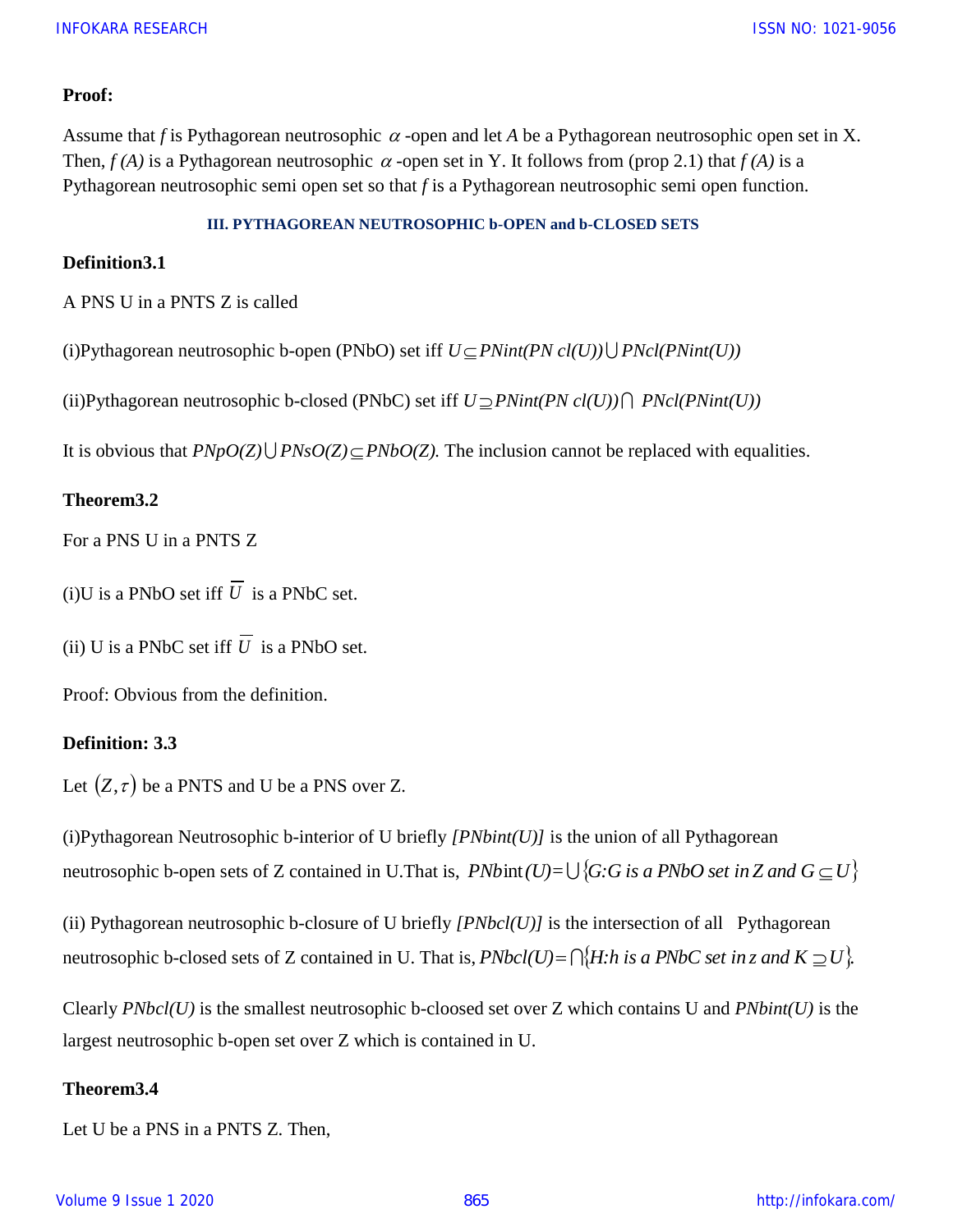**Proof:**

Assume that *f* is Pythagorean neutrosophic $\alpha$-open and let *A* be a Pythagorean neutrosophic open set in X. Then, *f (A)* is a Pythagorean neutrosophic $\alpha$-open set in Y. It follows from (prop 2.1) that *f (A)* is a Pythagorean neutrosophic semi open set so that *f* is a Pythagorean neutrosophic semi open function.

### III. PYTHAGOREAN NEUTROSOPHIC b-OPEN and b-CLOSED SETS

**Definition3.1**

A PNS U in a PNTS Z is called

(i)Pythagorean neutrosophic b-open (PNbO) set iff $U \subseteq PNint(PN\,cl(U)) \cup PNcl(PNint(U))$

(ii)Pythagorean neutrosophic b-closed (PNbC) set iff $U \supseteq PNint(PN\,cl(U)) \cap PNcl(PNint(U))$

It is obvious that $PNpO(Z) \cup PNsO(Z) \subseteq PNbO(Z)$. The inclusion cannot be replaced with equalities.

**Theorem3.2**

For a PNS U in a PNTS Z

(i)U is a PNbO set iff $\overline{U}$ is a PNbC set.

(ii) U is a PNbC set iff $\overline{U}$ is a PNbO set.

Proof: Obvious from the definition.

**Definition: 3.3**

Let $(Z, \tau)$ be a PNTS and U be a PNS over Z.

(i)Pythagorean Neutrosophic b-interior of U briefly *[PNbint(U)]* is the union of all Pythagorean neutrosophic b-open sets of Z contained in U.That is, $PNb\text{int}(U) = \bigcup\{G{:}G \text{ is a PNbO set in } Z \text{ and } G \subseteq U\}$

(ii) Pythagorean neutrosophic b-closure of U briefly *[PNbcl(U)]* is the intersection of all Pythagorean neutrosophic b-closed sets of Z contained in U. That is, $PNbcl(U) = \bigcap\{H{:}h \text{ is a PNbC set in } z \text{ and } K \supseteq U\}$.

Clearly *PNbcl(U)* is the smallest neutrosophic b-cloosed set over Z which contains U and *PNbint(U)* is the largest neutrosophic b-open set over Z which is contained in U.

**Theorem3.4**

Let U be a PNS in a PNTS Z. Then,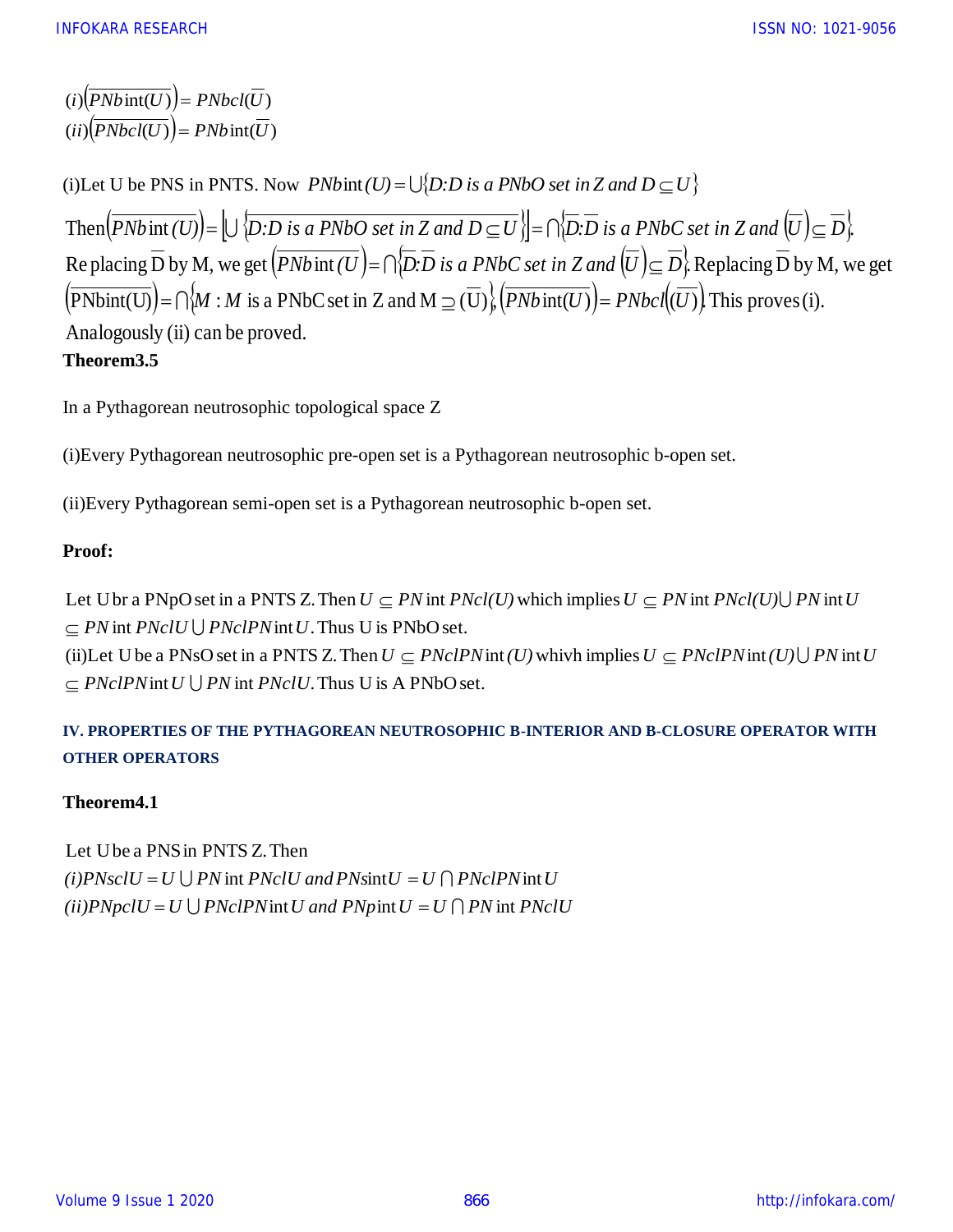$(i)\left(\overline{PNb\,\text{int}(U)}\right) = PNbcl(\overline{U})$
$(ii)\left(\overline{PNbcl(U)}\right) = PNb\,\text{int}(\overline{U})$

(i)Let U be PNS in PNTS. Now $PNb\,\text{int}\,(U) = \bigcup\{D{:}D \text{ is a PNbO set in Z and } D \subseteq U\}$

Then$\left(\overline{PNb\,\text{int}\,(U)}\right) = \left[\bigcup \overline{\{D{:}D \text{ is a PNbO set in Z and } D \subseteq U\}}\right] = \bigcap\{\overline{D}{:}\overline{D} \text{ is a PNbC set in Z and } \left(\overline{U}\right) \subseteq \overline{D}\}$. Replacing $\overline{D}$ by M, we get $\left(\overline{PNb\,\text{int}\,(U)}\right) = \bigcap\{\overline{D}{:}\overline{D} \text{ is a PNbC set in Z and } \left(\overline{U}\right) \subseteq \overline{D}\}$. Replacing $\overline{D}$ by M, we get $\left(\overline{\text{PNbint(U)}}\right) = \bigcap\{M : M \text{ is a PNbC set in Z and } M \supseteq (\overline{U})\}$, $\left(\overline{PNb\,\text{int}(U)}\right) = PNbcl\left((\overline{U})\right)$. This proves (i). Analogously (ii) can be proved.

**Theorem3.5**

In a Pythagorean neutrosophic topological space Z

(i)Every Pythagorean neutrosophic pre-open set is a Pythagorean neutrosophic b-open set.

(ii)Every Pythagorean semi-open set is a Pythagorean neutrosophic b-open set.

**Proof:**

Let U br a PNpO set in a PNTS Z. Then $U \subseteq PN\,\text{int}\,PNcl(U)$ which implies $U \subseteq PN\,\text{int}\,PNcl(U) \bigcup PN\,\text{int}\,U$ $\subseteq PN\,\text{int}\,PNclU \bigcup PNclPN\,\text{int}\,U$. Thus U is PNbO set.

(ii)Let U be a PNsO set in a PNTS Z. Then $U \subseteq PNclPN\,\text{int}\,(U)$ whivh implies $U \subseteq PNclPN\,\text{int}\,(U) \bigcup PN\,\text{int}\,U$ $\subseteq PNclPN\,\text{int}\,U \bigcup PN\,\text{int}\,PNclU$. Thus U is A PNbO set.

## IV. PROPERTIES OF THE PYTHAGOREAN NEUTROSOPHIC B-INTERIOR AND B-CLOSURE OPERATOR WITH OTHER OPERATORS

**Theorem4.1**

Let U be a PNS in PNTS Z. Then

$(i) PNsclU = U \bigcup PN\,\text{int}\,PNclU \text{ and } PNs\text{int}\,U = U \bigcap PNclPN\,\text{int}\,U$

$(ii) PNpclU = U \bigcup PNclPN\,\text{int}\,U \text{ and } PNp\,\text{int}\,U = U \bigcap PN\,\text{int}\,PNclU$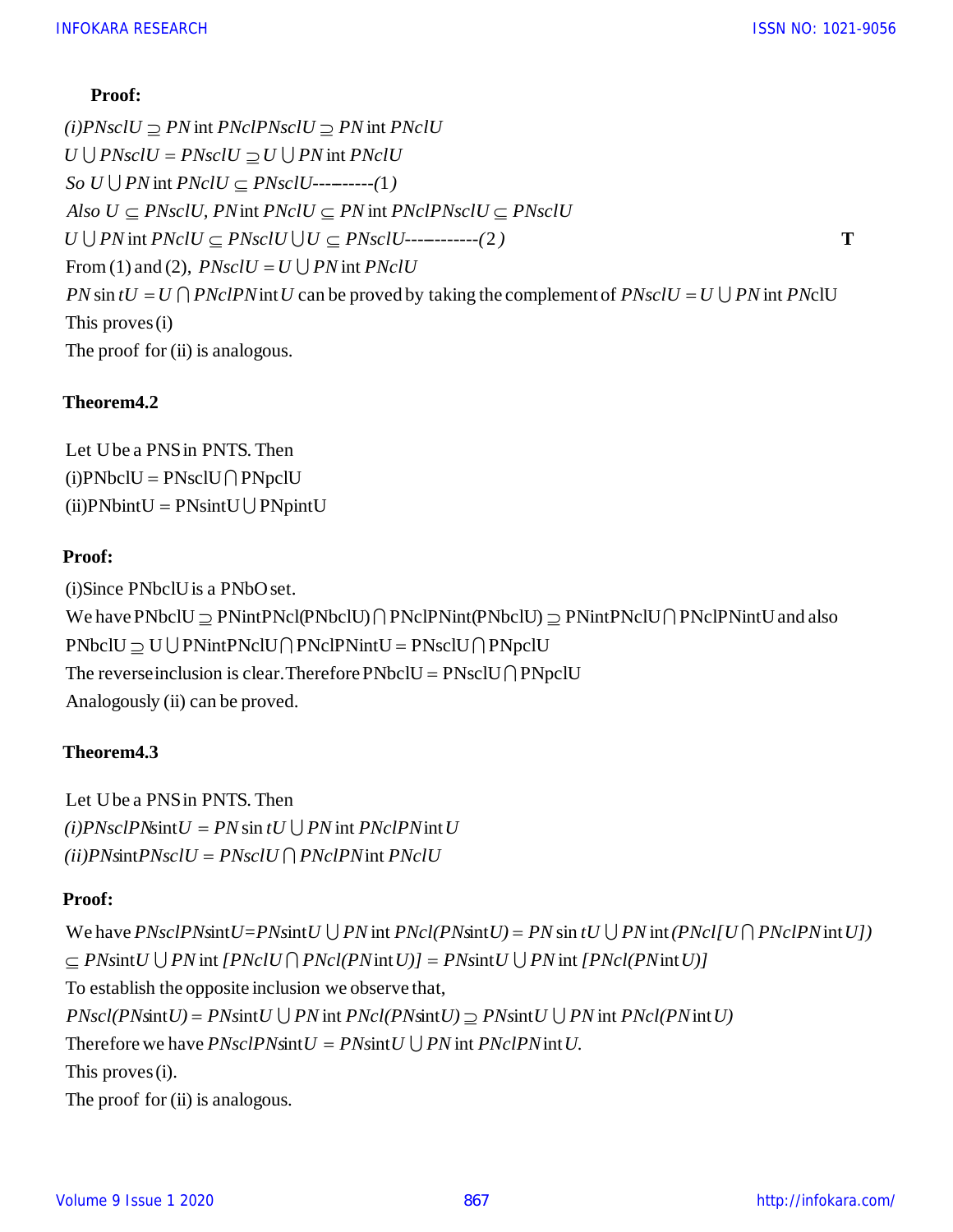**Proof:**

$(i) PNsclU \supseteq PN\operatorname{int} PNclPNsclU \supseteq PN\operatorname{int} PNclU$

$U \bigcup PNsclU = PNsclU \supseteq U \bigcup PN\operatorname{int} PNclU$

So $U \bigcup PN\operatorname{int} PNclU \subseteq PNsclU$---------(1)

Also $U \subseteq PNsclU$, $PN\operatorname{int} PNclU \subseteq PN\operatorname{int} PNclPNsclU \subseteq PNsclU$

$U \bigcup PN\operatorname{int} PNclU \subseteq PNsclU \bigcup U \subseteq PNsclU$-----------(2) **T**

From (1) and (2), $PNsclU = U \bigcup PN\operatorname{int} PNclU$

$PN\sin tU = U \bigcap PNclPN\operatorname{int} U$ can be proved by taking the complement of $PNsclU = U \bigcup PN\operatorname{int} PNclU$

This proves (i)

The proof for (ii) is analogous.

**Theorem4.2**

Let U be a PNS in PNTS. Then

(i) $PNbclU = PNsclU \bigcap PNpclU$

(ii) $PNbintU = PNsintU \bigcup PNpintU$

**Proof:**

(i) Since PNbclU is a PNbO set.

We have $PNbclU \supseteq PNintPNcl(PNbclU) \bigcap PNclPNint(PNbclU) \supseteq PNintPNclU \bigcap PNclPNintU$ and also

$PNbclU \supseteq U \bigcup PNintPNclU \bigcap PNclPNintU = PNsclU \bigcap PNpclU$

The reverse inclusion is clear. Therefore $PNbclU = PNsclU \bigcap PNpclU$

Analogously (ii) can be proved.

**Theorem4.3**

Let U be a PNS in PNTS. Then

$(i) PNsclPNsintU = PN\sin tU \bigcup PN\operatorname{int} PNclPN\operatorname{int} U$

$(ii) PNsintPNsclU = PNsclU \bigcap PNclPN\operatorname{int} PNclU$

**Proof:**

We have $PNsclPNsintU = PNsintU \bigcup PN\operatorname{int} PNcl(PNsintU) = PN\sin tU \bigcup PN\operatorname{int}(PNcl[U \bigcap PNclPN\operatorname{int} U])$

$\subseteq PNsintU \bigcup PN\operatorname{int}[PNclU \bigcap PNcl(PN\operatorname{int} U)] = PNsintU \bigcup PN\operatorname{int}[PNcl(PN\operatorname{int} U)]$

To establish the opposite inclusion we observe that,

$PNscl(PNsintU) = PNsintU \bigcup PN\operatorname{int} PNcl(PNsintU) \supseteq PNsintU \bigcup PN\operatorname{int} PNcl(PN\operatorname{int} U)$

Therefore we have $PNsclPNsintU = PNsintU \bigcup PN\operatorname{int} PNclPN\operatorname{int} U.$

This proves (i).

The proof for (ii) is analogous.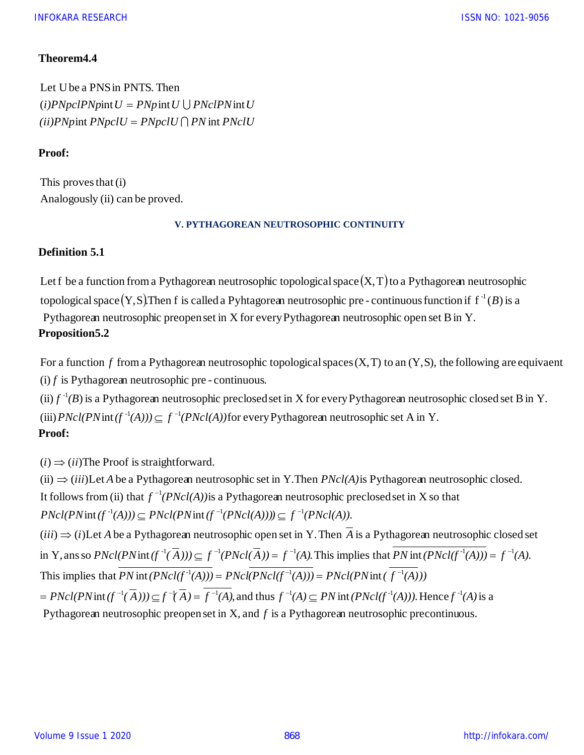**Theorem4.4**

Let U be a PNS in PNTS. Then

$(i) PNpclPNp\text{int}U = PNp\text{int}U \bigcup PNclPN\text{int}U$

$(ii) PNp\text{int}\, PNpclU = PNpclU \bigcap PN\text{int}\, PNclU$

**Proof:**

This proves that (i)

Analogously (ii) can be proved.

## V. PYTHAGOREAN NEUTROSOPHIC CONTINUITY

**Definition 5.1**

Let f be a function from a Pythagorean neutrosophic topological space $(X, T)$ to a Pythagorean neutrosophic topological space $(Y, S)$. Then f is called a Pyhtagorean neutrosophic pre - continuous function if $f^{-1}(B)$ is a Pythagorean neutrosophic preopen set in X for every Pythagorean neutrosophic open set B in Y.

**Proposition5.2**

For a function $f$ from a Pythagorean neutrosophic topological spaces (X, T) to an (Y, S), the following are equivaent

(i) $f$ is Pythagorean neutrosophic pre - continuous.

(ii) $f^{-1}(B)$ is a Pythagorean neutrosophic preclosed set in X for every Pythagorean neutrosophic closed set B in Y.

(iii) $PNcl(PN\text{int}(f^{-1}(A))) \subseteq f^{-1}(PNcl(A))$ for every Pythagorean neutrosophic set A in Y.

**Proof:**

$(i) \Rightarrow (ii)$ The Proof is straightforward.

(ii) $\Rightarrow (iii)$ Let $A$ be a Pythagorean neutrosophic set in Y. Then $PNcl(A)$ is Pythagorean neutrosophic closed. It follows from (ii) that $f^{-1}(PNcl(A))$ is a Pythagorean neutrosophic preclosed set in X so that $PNcl(PN\text{int}(f^{-1}(A))) \subseteq PNcl(PN\text{int}(f^{-1}(PNcl(A)))) \subseteq f^{-1}(PNcl(A))$.

$(iii) \Rightarrow (i)$ Let $A$ be a Pythagorean neutrosophic open set in Y. Then $\overline{A}$ is a Pythagorean neutrosophic closed set in Y, ans so $PNcl(PN\text{int}(f^{-1}(\overline{A}))) \subseteq f^{-1}(PNcl(\overline{A})) = f^{-1}(A)$. This implies that $\overline{PN\text{int}(PNcl(f^{-1}(A)))} = f^{-1}(A)$. This implies that $\overline{PN\text{int}(PNcl(f^{-1}(A)))} = PNcl(\overline{PNcl(f^{-1}(A))}) = PNcl(PN\text{int}(\overline{f^{-1}(A)}))$

$= PNcl(PN\text{int}(f^{-1}(\overline{A}))) \subseteq f^{-1}(\overline{A}) = \overline{f^{-1}(A)}$, and thus $f^{-1}(A) \subseteq PN\text{int}(PNcl(f^{-1}(A)))$. Hence $f^{-1}(A)$ is a Pythagorean neutrosophic preopen set in X, and $f$ is a Pythagorean neutrosophic precontinuous.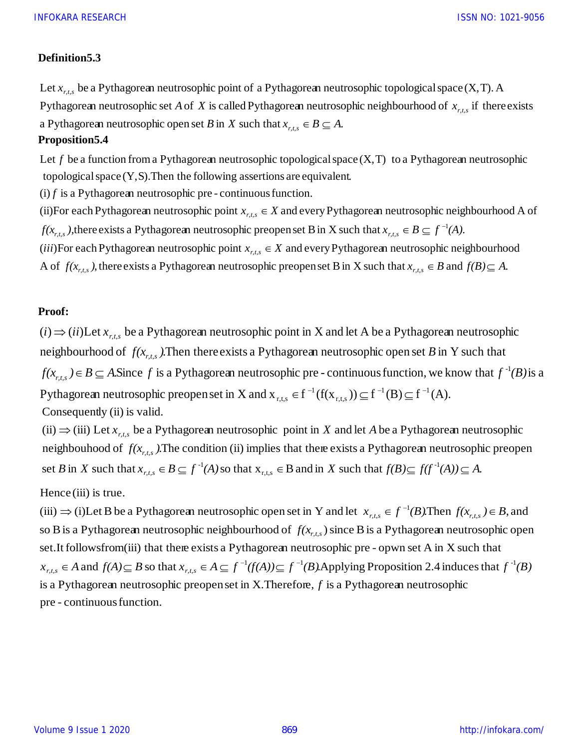**Definition5.3**

Let $x_{r,t,s}$ be a Pythagorean neutrosophic point of a Pythagorean neutrosophic topological space (X, T). A Pythagorean neutrosophic set $A$ of $X$ is called Pythagorean neutrosophic neighbourhood of $x_{r,t,s}$ if there exists a Pythagorean neutrosophic open set $B$ in $X$ such that $x_{r,t,s} \in B \subseteq A.$

**Proposition5.4**

Let $f$ be a function from a Pythagorean neutrosophic topological space (X, T) to a Pythagorean neutrosophic topological space (Y, S). Then the following assertions are equivalent.

(i) $f$ is a Pythagorean neutrosophic pre - continuous function.

(ii) For each Pythagorean neutrosophic point $x_{r,t,s} \in X$ and every Pythagorean neutrosophic neighbourhood A of $f(x_{r,t,s})$, there exists a Pythagorean neutrosophic preopen set B in X such that $x_{r,t,s} \in B \subseteq f^{-1}(A).$

$(iii)$ For each Pythagorean neutrosophic point $x_{r,t,s} \in X$ and every Pythagorean neutrosophic neighbourhood A of $f(x_{r,t,s})$, there exists a Pythagorean neutrosophic preopen set B in X such that $x_{r,t,s} \in B$ and $f(B) \subseteq A.$

**Proof:**

$(i) \Rightarrow (ii)$ Let $x_{r,t,s}$ be a Pythagorean neutrosophic point in X and let A be a Pythagorean neutrosophic neighbourhood of $f(x_{r,t,s})$. Then there exists a Pythagorean neutrosophic open set $B$ in Y such that $f(x_{r,t,s}) \in B \subseteq A$. Since $f$ is a Pythagorean neutrosophic pre - continuous function, we know that $f^{-1}(B)$ is a Pythagorean neutrosophic preopen set in X and $x_{r,t,s} \in f^{-1}(f(x_{r,t,s})) \subseteq f^{-1}(B) \subseteq f^{-1}(A)$. Consequently (ii) is valid.

(ii) $\Rightarrow$ (iii) Let $x_{r,t,s}$ be a Pythagorean neutrosophic point in $X$ and let $A$ be a Pythagorean neutrosophic neighbouhood of $f(x_{r,t,s})$. The condition (ii) implies that there exists a Pythagorean neutrosophic preopen set $B$ in $X$ such that $x_{r,t,s} \in B \subseteq f^{-1}(A)$ so that $x_{r,t,s} \in B$ and in $X$ such that $f(B) \subseteq f(f^{-1}(A)) \subseteq A.$

Hence (iii) is true.

(iii) $\Rightarrow$ (i) Let B be a Pythagorean neutrosophic open set in Y and let $x_{r,t,s} \in f^{-1}(B)$. Then $f(x_{r,t,s}) \in B$, and so B is a Pythagorean neutrosophic neighbourhood of $f(x_{r,t,s})$ since B is a Pythagorean neutrosophic open set. It follows from (iii) that there exists a Pythagorean neutrosophic pre - opwn set A in X such that $x_{r,t,s} \in A$ and $f(A) \subseteq B$ so that $x_{r,t,s} \in A \subseteq f^{-1}(f(A)) \subseteq f^{-1}(B)$. Applying Proposition 2.4 induces that $f^{-1}(B)$ is a Pythagorean neutrosophic preopen set in X. Therefore, $f$ is a Pythagorean neutrosophic pre - continuous function.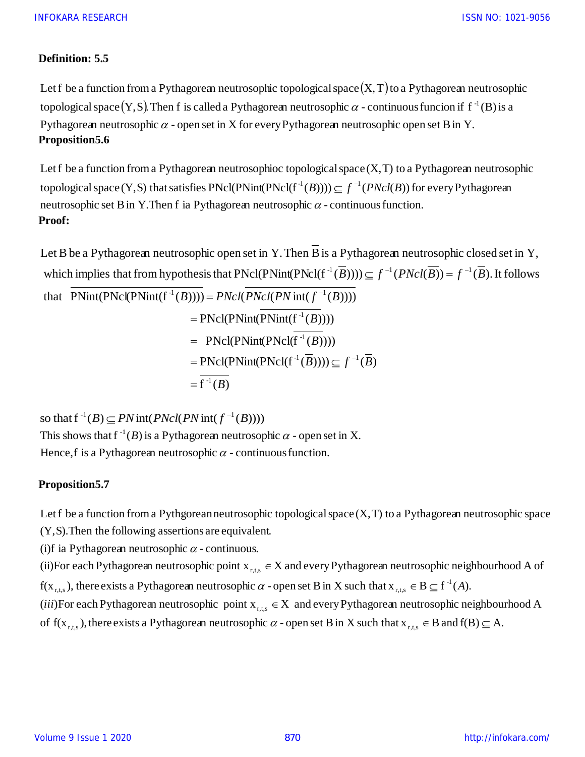**Definition: 5.5**

Let f be a function from a Pythagorean neutrosophic topological space $(X, T)$ to a Pythagorean neutrosophic topological space $(Y, S)$. Then f is called a Pythagorean neutrosophic $\alpha$ - continuous funcion if $f^{-1}(B)$ is a Pythagorean neutrosophic $\alpha$ - open set in X for every Pythagorean neutrosophic open set B in Y.

**Proposition5.6**

Let f be a function from a Pythagorean neutrosophioc topological space (X,T) to a Pythagorean neutrosophic topological space (Y,S) that satisfies $\text{PNcl}(\text{PNint}(\text{PNcl}(f^{-1}(B)))) \subseteq f^{-1}(PNcl(B))$ for every Pythagorean neutrosophic set B in Y.Then f ia Pythagorean neutrosophic $\alpha$ - continuous function.

**Proof:**

Let B be a Pythagorean neutrosophic open set in Y. Then $\overline{B}$ is a Pythagorean neutrosophic closed set in Y, which implies that from hypothesis that $\text{PNcl}(\text{PNint}(\text{PNcl}(f^{-1}(\overline{B})))) \subseteq f^{-1}(PNcl(\overline{B})) = f^{-1}(\overline{B})$. It follows that

$$
\begin{aligned}
\overline{\text{PNint}(\text{PNcl}(\text{PNint}(f^{-1}(B))))} &= PNcl(\overline{PNcl(PN\text{int}(f^{-1}(B)))}) \\
&= \text{PNcl}(\text{PNint}(\overline{\text{PNint}(f^{-1}(B))})) \\
&= \text{PNcl}(\text{PNint}(\text{PNcl}(\overline{f^{-1}(B)}))) \\
&= \text{PNcl}(\text{PNint}(\text{PNcl}(f^{-1}(\overline{B})))) \subseteq f^{-1}(\overline{B}) \\
&= \overline{f^{-1}(B)}
\end{aligned}
$$

so that $f^{-1}(B) \subseteq PN\text{int}(PNcl(PN\text{int}(f^{-1}(B))))$

This shows that $f^{-1}(B)$ is a Pythagorean neutrosophic $\alpha$ - open set in X.

Hence,f is a Pythagorean neutrosophic $\alpha$ - continuous function.

**Proposition5.7**

Let f be a function from a Pythgorean neutrosophic topological space (X,T) to a Pythagorean neutrosophic space (Y,S).Then the following assertions are equivalent.

(i)f ia Pythagorean neutrosophic $\alpha$ - continuous.

(ii)For each Pythagorean neutrosophic point $x_{r,t,s} \in X$ and every Pythagorean neutrosophic neighbourhood A of $f(x_{r,t,s})$, there exists a Pythagorean neutrosophic $\alpha$ - open set B in X such that $x_{r,t,s} \in B \subseteq f^{-1}(A)$.

(*iii*)For each Pythagorean neutrosophic point $x_{r,t,s} \in X$ and every Pythagorean neutrosophic neighbourhood A of $f(x_{r,t,s})$, there exists a Pythagorean neutrosophic $\alpha$ - open set B in X such that $x_{r,t,s} \in B$ and $f(B) \subseteq A$.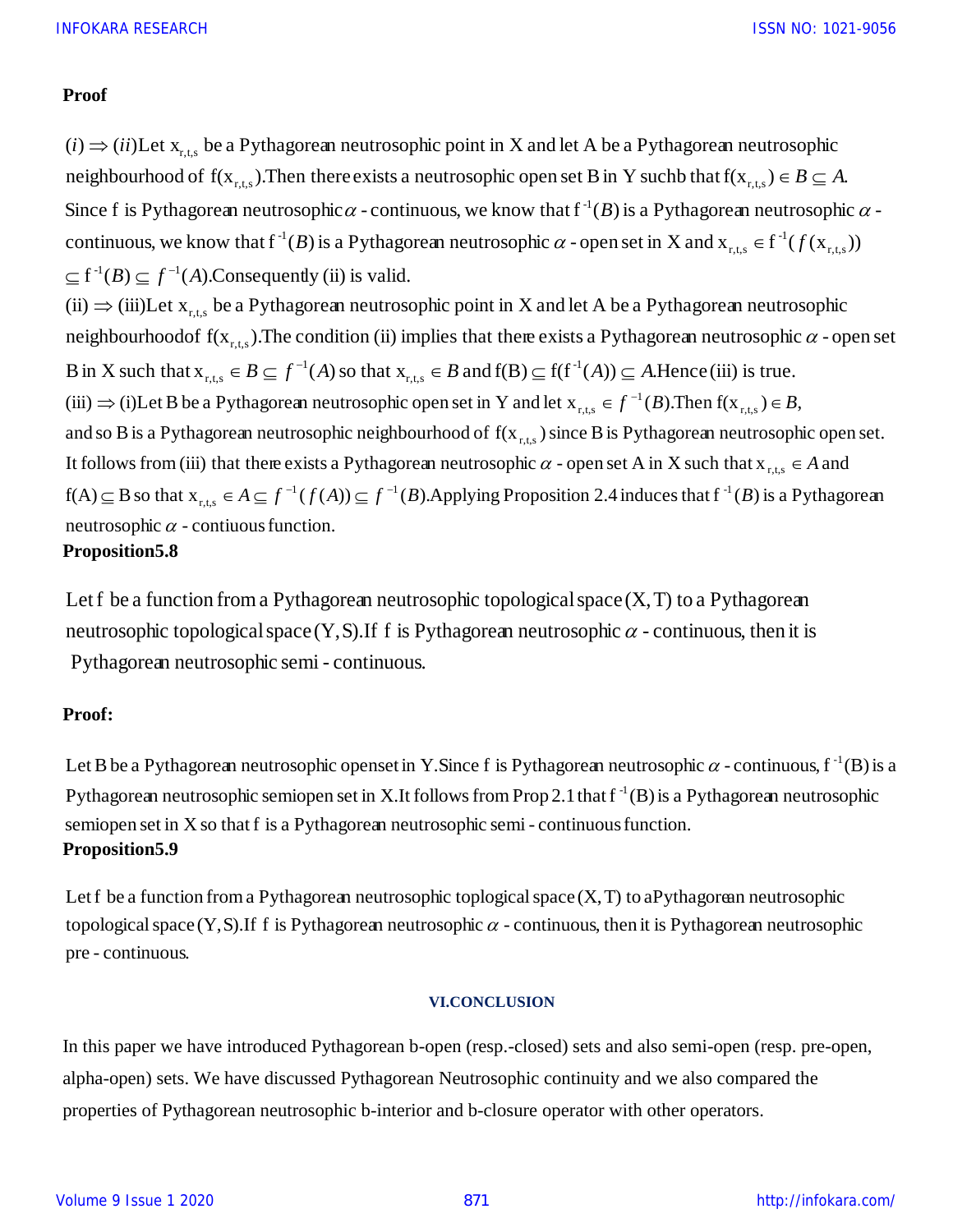**Proof**

$(i) \Rightarrow (ii)$Let $x_{r,t,s}$ be a Pythagorean neutrosophic point in X and let A be a Pythagorean neutrosophic neighbourhood of $f(x_{r,t,s})$.Then there exists a neutrosophic open set B in Y suchb that $f(x_{r,t,s}) \in B \subseteq A$. Since f is Pythagorean neutrosophic $\alpha$ - continuous, we know that $f^{-1}(B)$ is a Pythagorean neutrosophic $\alpha$ - continuous, we know that $f^{-1}(B)$ is a Pythagorean neutrosophic $\alpha$ - open set in X and $x_{r,t,s} \in f^{-1}(f(x_{r,t,s})) \subseteq f^{-1}(B) \subseteq f^{-1}(A)$.Consequently (ii) is valid.

(ii) $\Rightarrow$ (iii)Let $x_{r,t,s}$ be a Pythagorean neutrosophic point in X and let A be a Pythagorean neutrosophic neighbourhoodof $f(x_{r,t,s})$.The condition (ii) implies that there exists a Pythagorean neutrosophic $\alpha$ - open set B in X such that $x_{r,t,s} \in B \subseteq f^{-1}(A)$ so that $x_{r,t,s} \in B$ and $f(B) \subseteq f(f^{-1}(A)) \subseteq A$.Hence (iii) is true.

(iii) $\Rightarrow$ (i)Let B be a Pythagorean neutrosophic open set in Y and let $x_{r,t,s} \in f^{-1}(B)$.Then $f(x_{r,t,s}) \in B$, and so B is a Pythagorean neutrosophic neighbourhood of $f(x_{r,t,s})$ since B is Pythagorean neutrosophic open set. It follows from (iii) that there exists a Pythagorean neutrosophic $\alpha$ - open set A in X such that $x_{r,t,s} \in A$ and $f(A) \subseteq B$ so that $x_{r,t,s} \in A \subseteq f^{-1}(f(A)) \subseteq f^{-1}(B)$.Applying Proposition 2.4 induces that $f^{-1}(B)$ is a Pythagorean neutrosophic $\alpha$ - contiuous function.

**Proposition5.8**

Let f be a function from a Pythagorean neutrosophic topological space (X, T) to a Pythagorean neutrosophic topological space (Y, S).If f is Pythagorean neutrosophic $\alpha$ - continuous, then it is Pythagorean neutrosophic semi - continuous.

**Proof:**

Let B be a Pythagorean neutrosophic openset in Y.Since f is Pythagorean neutrosophic $\alpha$ - continuous, $f^{-1}(B)$ is a Pythagorean neutrosophic semiopen set in X.It follows from Prop 2.1 that $f^{-1}(B)$ is a Pythagorean neutrosophic semiopen set in X so that f is a Pythagorean neutrosophic semi - continuous function.

**Proposition5.9**

Let f be a function from a Pythagorean neutrosophic toplogical space (X, T) to aPythagorean neutrosophic topological space (Y, S).If f is Pythagorean neutrosophic $\alpha$ - continuous, then it is Pythagorean neutrosophic pre - continuous.

## VI.CONCLUSION

In this paper we have introduced Pythagorean b-open (resp.-closed) sets and also semi-open (resp. pre-open, alpha-open) sets. We have discussed Pythagorean Neutrosophic continuity and we also compared the properties of Pythagorean neutrosophic b-interior and b-closure operator with other operators.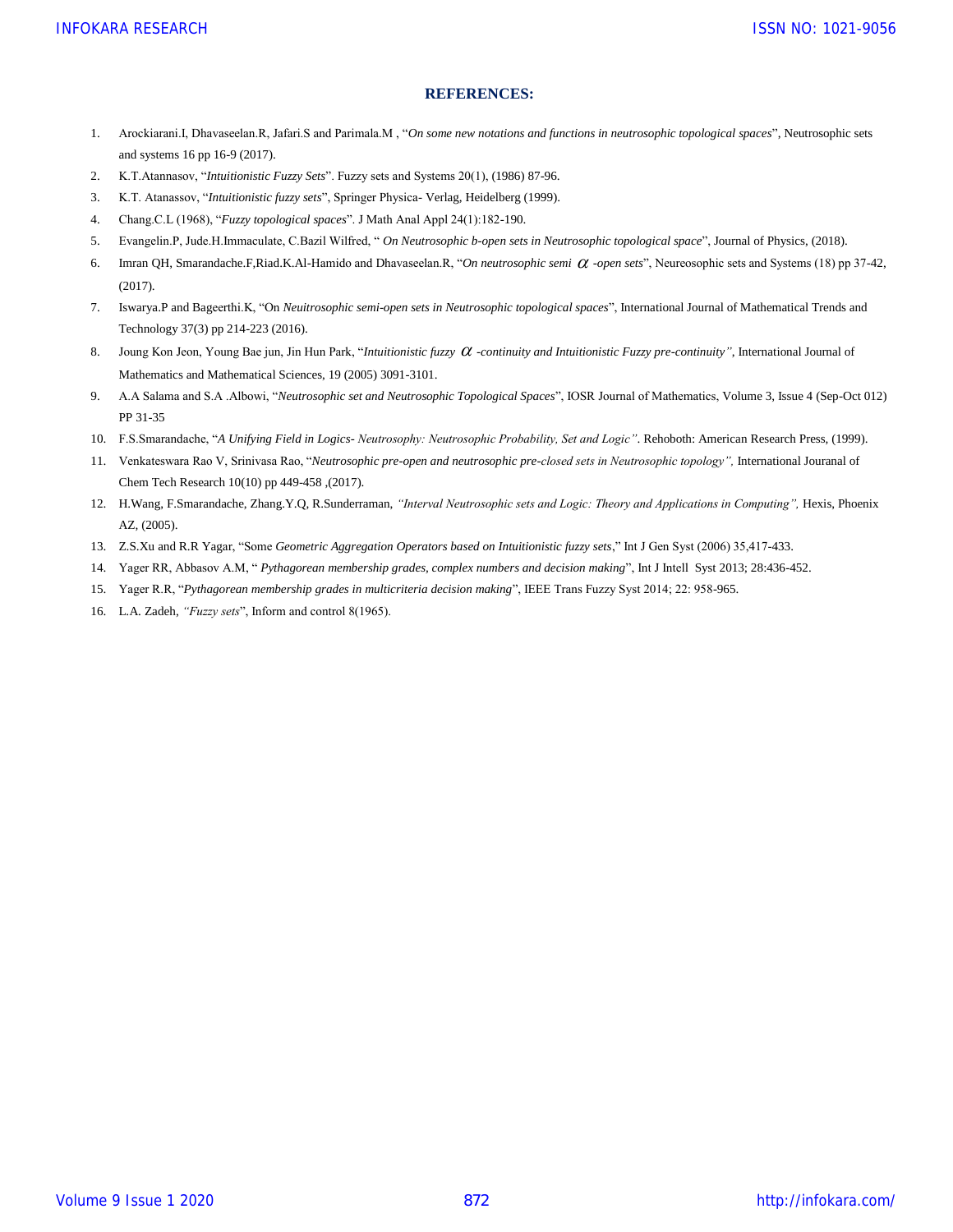## REFERENCES:

1. Arockiarani.I, Dhavaseelan.R, Jafari.S and Parimala.M , "*On some new notations and functions in neutrosophic topological spaces*", Neutrosophic sets and systems 16 pp 16-9 (2017).
2. K.T.Atannasov, "*Intuitionistic Fuzzy Sets*". Fuzzy sets and Systems 20(1), (1986) 87-96.
3. K.T. Atanassov, "*Intuitionistic fuzzy sets*", Springer Physica- Verlag, Heidelberg (1999).
4. Chang.C.L (1968), "*Fuzzy topological spaces*". J Math Anal Appl 24(1):182-190.
5. Evangelin.P, Jude.H.Immaculate, C.Bazil Wilfred, " *On Neutrosophic b-open sets in Neutrosophic topological space*", Journal of Physics, (2018).
6. Imran QH, Smarandache.F,Riad.K.Al-Hamido and Dhavaseelan.R, "*On neutrosophic semi $\alpha$ -open sets*", Neureosophic sets and Systems (18) pp 37-42, (2017).
7. Iswarya.P and Bageerthi.K, "On *Neuitrosophic semi-open sets in Neutrosophic topological spaces*", International Journal of Mathematical Trends and Technology 37(3) pp 214-223 (2016).
8. Joung Kon Jeon, Young Bae jun, Jin Hun Park, "*Intuitionistic fuzzy $\alpha$ -continuity and Intuitionistic Fuzzy pre-continuity"*, International Journal of Mathematics and Mathematical Sciences, 19 (2005) 3091-3101.
9. A.A Salama and S.A .Albowi, "*Neutrosophic set and Neutrosophic Topological Spaces*", IOSR Journal of Mathematics, Volume 3, Issue 4 (Sep-Oct 012) PP 31-35
10. F.S.Smarandache, "*A Unifying Field in Logics- Neutrosophy: Neutrosophic Probability, Set and Logic"*. Rehoboth: American Research Press, (1999).
11. Venkateswara Rao V, Srinivasa Rao, "*Neutrosophic pre-open and neutrosophic pre-closed sets in Neutrosophic topology",* International Jouranal of Chem Tech Research 10(10) pp 449-458 ,(2017).
12. H.Wang, F.Smarandache, Zhang.Y.Q, R.Sunderraman, *"Interval Neutrosophic sets and Logic: Theory and Applications in Computing",* Hexis, Phoenix AZ, (2005).
13. Z.S.Xu and R.R Yagar, "Some *Geometric Aggregation Operators based on Intuitionistic fuzzy sets*," Int J Gen Syst (2006) 35,417-433.
14. Yager RR, Abbasov A.M, " *Pythagorean membership grades, complex numbers and decision making*", Int J Intell Syst 2013; 28:436-452.
15. Yager R.R, "*Pythagorean membership grades in multicriteria decision making*", IEEE Trans Fuzzy Syst 2014; 22: 958-965.
16. L.A. Zadeh, *"Fuzzy sets*", Inform and control 8(1965).